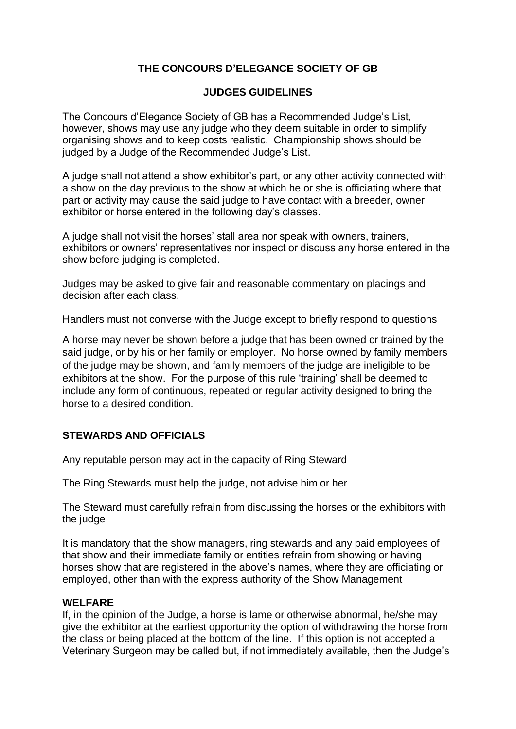# THE CONCOURS D'ELEGANCE SOCIETY OF GB

## JUDGES GUIDELINES

The Concours d'Elegance Society of GB has a Recommended Judge's List, however, shows may use any judge who they deem suitable in order to simplify organising shows and to keep costs realistic. Championship shows should be judged by a Judge of the Recommended Judge's List.

A judge shall not attend a show exhibitor's part, or any other activity connected with a show on the day previous to the show at which he or she is officiating where that part or activity may cause the said judge to have contact with a breeder, owner exhibitor or horse entered in the following day's classes.

A judge shall not visit the horses' stall area nor speak with owners, trainers, exhibitors or owners' representatives nor inspect or discuss any horse entered in the show before judging is completed.

Judges may be asked to give fair and reasonable commentary on placings and decision after each class.

Handlers must not converse with the Judge except to briefly respond to questions

A horse may never be shown before a judge that has been owned or trained by the said judge, or by his or her family or employer. No horse owned by family members of the judge may be shown, and family members of the judge are ineligible to be exhibitors at the show. For the purpose of this rule 'training' shall be deemed to include any form of continuous, repeated or regular activity designed to bring the horse to a desired condition.

## STEWARDS AND OFFICIALS

Any reputable person may act in the capacity of Ring Steward

The Ring Stewards must help the judge, not advise him or her

The Steward must carefully refrain from discussing the horses or the exhibitors with the judge

It is mandatory that the show managers, ring stewards and any paid employees of that show and their immediate family or entities refrain from showing or having horses show that are registered in the above's names, where they are officiating or employed, other than with the express authority of the Show Management

## WELFARE

If, in the opinion of the Judge, a horse is lame or otherwise abnormal, he/she may give the exhibitor at the earliest opportunity the option of withdrawing the horse from the class or being placed at the bottom of the line. If this option is not accepted a Veterinary Surgeon may be called but, if not immediately available, then the Judge's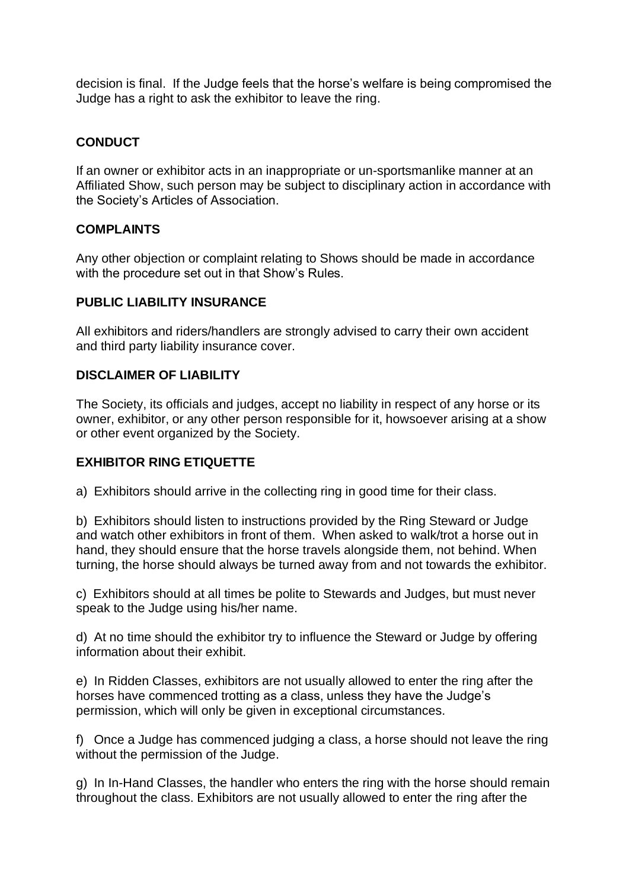decision is final. If the Judge feels that the horse's welfare is being compromised the Judge has a right to ask the exhibitor to leave the ring.

**CONDUCT**

If an owner or exhibitor acts in an inappropriate or un-sportsmanlike manner at an Affiliated Show, such person may be subject to disciplinary action in accordance with the Society's Articles of Association.

**COMPLAINTS**

Any other objection or complaint relating to Shows should be made in accordance with the procedure set out in that Show's Rules.

**PUBLIC LIABILITY INSURANCE**

All exhibitors and riders/handlers are strongly advised to carry their own accident and third party liability insurance cover.

**DISCLAIMER OF LIABILITY**

The Society, its officials and judges, accept no liability in respect of any horse or its owner, exhibitor, or any other person responsible for it, howsoever arising at a show or other event organized by the Society.

**EXHIBITOR RING ETIQUETTE**

a) Exhibitors should arrive in the collecting ring in good time for their class.

b) Exhibitors should listen to instructions provided by the Ring Steward or Judge and watch other exhibitors in front of them. When asked to walk/trot a horse out in hand, they should ensure that the horse travels alongside them, not behind. When turning, the horse should always be turned away from and not towards the exhibitor.

c) Exhibitors should at all times be polite to Stewards and Judges, but must never speak to the Judge using his/her name.

d) At no time should the exhibitor try to influence the Steward or Judge by offering information about their exhibit.

e) In Ridden Classes, exhibitors are not usually allowed to enter the ring after the horses have commenced trotting as a class, unless they have the Judge's permission, which will only be given in exceptional circumstances.

f) Once a Judge has commenced judging a class, a horse should not leave the ring without the permission of the Judge.

g) In In-Hand Classes, the handler who enters the ring with the horse should remain throughout the class. Exhibitors are not usually allowed to enter the ring after the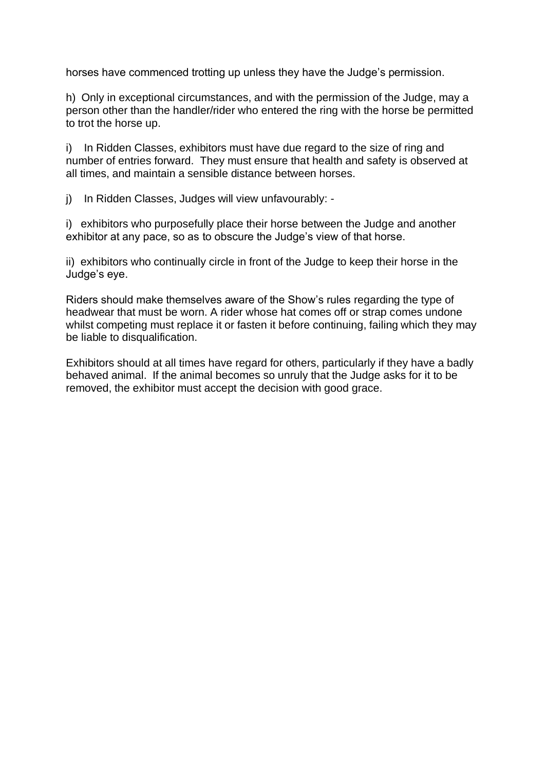horses have commenced trotting up unless they have the Judge's permission.

h) Only in exceptional circumstances, and with the permission of the Judge, may a person other than the handler/rider who entered the ring with the horse be permitted to trot the horse up.

i) In Ridden Classes, exhibitors must have due regard to the size of ring and number of entries forward. They must ensure that health and safety is observed at all times, and maintain a sensible distance between horses.

j) In Ridden Classes, Judges will view unfavourably: -

i) exhibitors who purposefully place their horse between the Judge and another exhibitor at any pace, so as to obscure the Judge's view of that horse.

ii) exhibitors who continually circle in front of the Judge to keep their horse in the Judge's eye.

Riders should make themselves aware of the Show's rules regarding the type of headwear that must be worn. A rider whose hat comes off or strap comes undone whilst competing must replace it or fasten it before continuing, failing which they may be liable to disqualification.

Exhibitors should at all times have regard for others, particularly if they have a badly behaved animal. If the animal becomes so unruly that the Judge asks for it to be removed, the exhibitor must accept the decision with good grace.